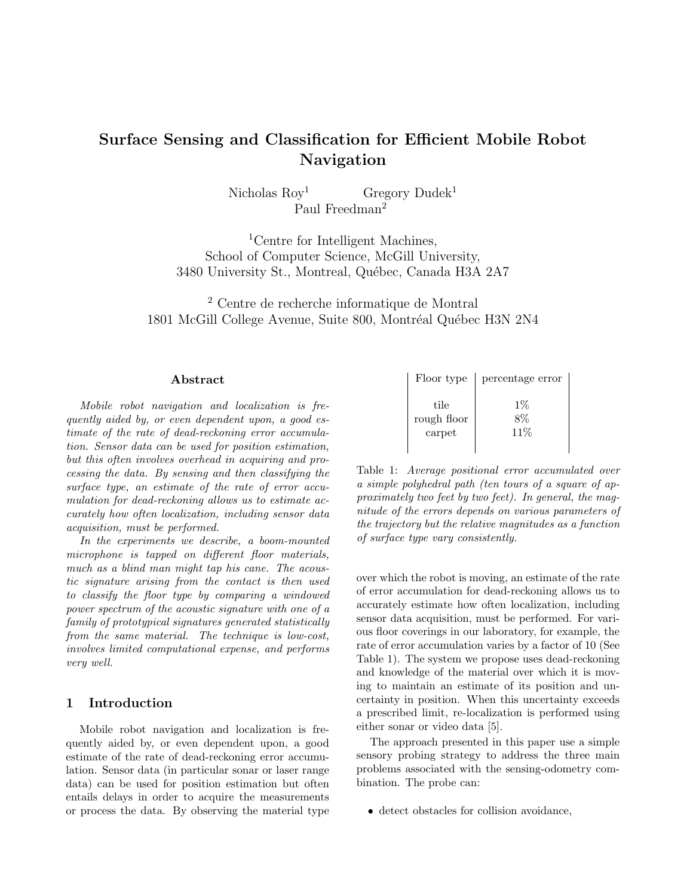# Surface Sensing and Classification for Efficient Mobile Robot Navigation

Nicholas Roy[1] Gregory Dudek[1]
Paul Freedman[2]

[1]Centre for Intelligent Machines,
School of Computer Science, McGill University,
3480 University St., Montreal, Québec, Canada H3A 2A7

[2] Centre de recherche informatique de Montral
1801 McGill College Avenue, Suite 800, Montréal Québec H3N 2N4

### Abstract

*Mobile robot navigation and localization is frequently aided by, or even dependent upon, a good estimate of the rate of dead-reckoning error accumulation. Sensor data can be used for position estimation, but this often involves overhead in acquiring and processing the data. By sensing and then classifying the surface type, an estimate of the rate of error accumulation for dead-reckoning allows us to estimate accurately how often localization, including sensor data acquisition, must be performed.*

*In the experiments we describe, a boom-mounted microphone is tapped on different floor materials, much as a blind man might tap his cane. The acoustic signature arising from the contact is then used to classify the floor type by comparing a windowed power spectrum of the acoustic signature with one of a family of prototypical signatures generated statistically from the same material. The technique is low-cost, involves limited computational expense, and performs very well.*

## 1 Introduction

Mobile robot navigation and localization is frequently aided by, or even dependent upon, a good estimate of the rate of dead-reckoning error accumulation. Sensor data (in particular sonar or laser range data) can be used for position estimation but often entails delays in order to acquire the measurements or process the data. By observing the material type over which the robot is moving, an estimate of the rate of error accumulation for dead-reckoning allows us to accurately estimate how often localization, including sensor data acquisition, must be performed. For various floor coverings in our laboratory, for example, the rate of error accumulation varies by a factor of 10 (See Table 1). The system we propose uses dead-reckoning and knowledge of the material over which it is moving to maintain an estimate of its position and uncertainty in position. When this uncertainty exceeds a prescribed limit, re-localization is performed using either sonar or video data [5].

| Floor type | percentage error |
|---|---|
| tile | 1% |
| rough floor | 8% |
| carpet | 11% |

Table 1: *Average positional error accumulated over a simple polyhedral path (ten tours of a square of approximately two feet by two feet). In general, the magnitude of the errors depends on various parameters of the trajectory but the relative magnitudes as a function of surface type vary consistently.*

The approach presented in this paper use a simple sensory probing strategy to address the three main problems associated with the sensing-odometry combination. The probe can:

- detect obstacles for collision avoidance,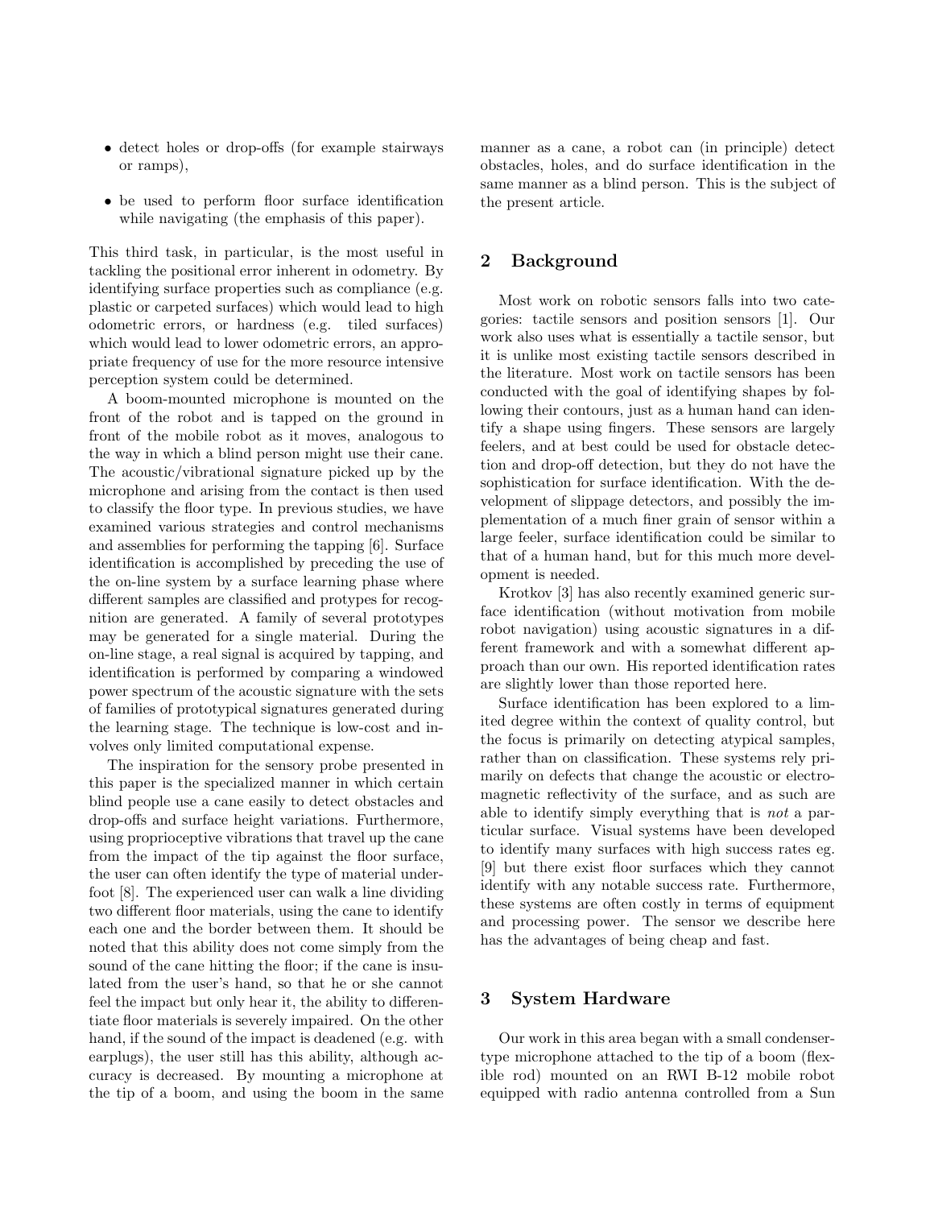- detect holes or drop-offs (for example stairways or ramps),
- be used to perform floor surface identification while navigating (the emphasis of this paper).

This third task, in particular, is the most useful in tackling the positional error inherent in odometry. By identifying surface properties such as compliance (e.g. plastic or carpeted surfaces) which would lead to high odometric errors, or hardness (e.g. tiled surfaces) which would lead to lower odometric errors, an appropriate frequency of use for the more resource intensive perception system could be determined.

A boom-mounted microphone is mounted on the front of the robot and is tapped on the ground in front of the mobile robot as it moves, analogous to the way in which a blind person might use their cane. The acoustic/vibrational signature picked up by the microphone and arising from the contact is then used to classify the floor type. In previous studies, we have examined various strategies and control mechanisms and assemblies for performing the tapping [6]. Surface identification is accomplished by preceding the use of the on-line system by a surface learning phase where different samples are classified and protypes for recognition are generated. A family of several prototypes may be generated for a single material. During the on-line stage, a real signal is acquired by tapping, and identification is performed by comparing a windowed power spectrum of the acoustic signature with the sets of families of prototypical signatures generated during the learning stage. The technique is low-cost and involves only limited computational expense.

The inspiration for the sensory probe presented in this paper is the specialized manner in which certain blind people use a cane easily to detect obstacles and drop-offs and surface height variations. Furthermore, using proprioceptive vibrations that travel up the cane from the impact of the tip against the floor surface, the user can often identify the type of material underfoot [8]. The experienced user can walk a line dividing two different floor materials, using the cane to identify each one and the border between them. It should be noted that this ability does not come simply from the sound of the cane hitting the floor; if the cane is insulated from the user's hand, so that he or she cannot feel the impact but only hear it, the ability to differentiate floor materials is severely impaired. On the other hand, if the sound of the impact is deadened (e.g. with earplugs), the user still has this ability, although accuracy is decreased. By mounting a microphone at the tip of a boom, and using the boom in the same manner as a cane, a robot can (in principle) detect obstacles, holes, and do surface identification in the same manner as a blind person. This is the subject of the present article.

## 2 Background

Most work on robotic sensors falls into two categories: tactile sensors and position sensors [1]. Our work also uses what is essentially a tactile sensor, but it is unlike most existing tactile sensors described in the literature. Most work on tactile sensors has been conducted with the goal of identifying shapes by following their contours, just as a human hand can identify a shape using fingers. These sensors are largely feelers, and at best could be used for obstacle detection and drop-off detection, but they do not have the sophistication for surface identification. With the development of slippage detectors, and possibly the implementation of a much finer grain of sensor within a large feeler, surface identification could be similar to that of a human hand, but for this much more development is needed.

Krotkov [3] has also recently examined generic surface identification (without motivation from mobile robot navigation) using acoustic signatures in a different framework and with a somewhat different approach than our own. His reported identification rates are slightly lower than those reported here.

Surface identification has been explored to a limited degree within the context of quality control, but the focus is primarily on detecting atypical samples, rather than on classification. These systems rely primarily on defects that change the acoustic or electromagnetic reflectivity of the surface, and as such are able to identify simply everything that is *not* a particular surface. Visual systems have been developed to identify many surfaces with high success rates eg. [9] but there exist floor surfaces which they cannot identify with any notable success rate. Furthermore, these systems are often costly in terms of equipment and processing power. The sensor we describe here has the advantages of being cheap and fast.

## 3 System Hardware

Our work in this area began with a small condenser-type microphone attached to the tip of a boom (flexible rod) mounted on an RWI B-12 mobile robot equipped with radio antenna controlled from a Sun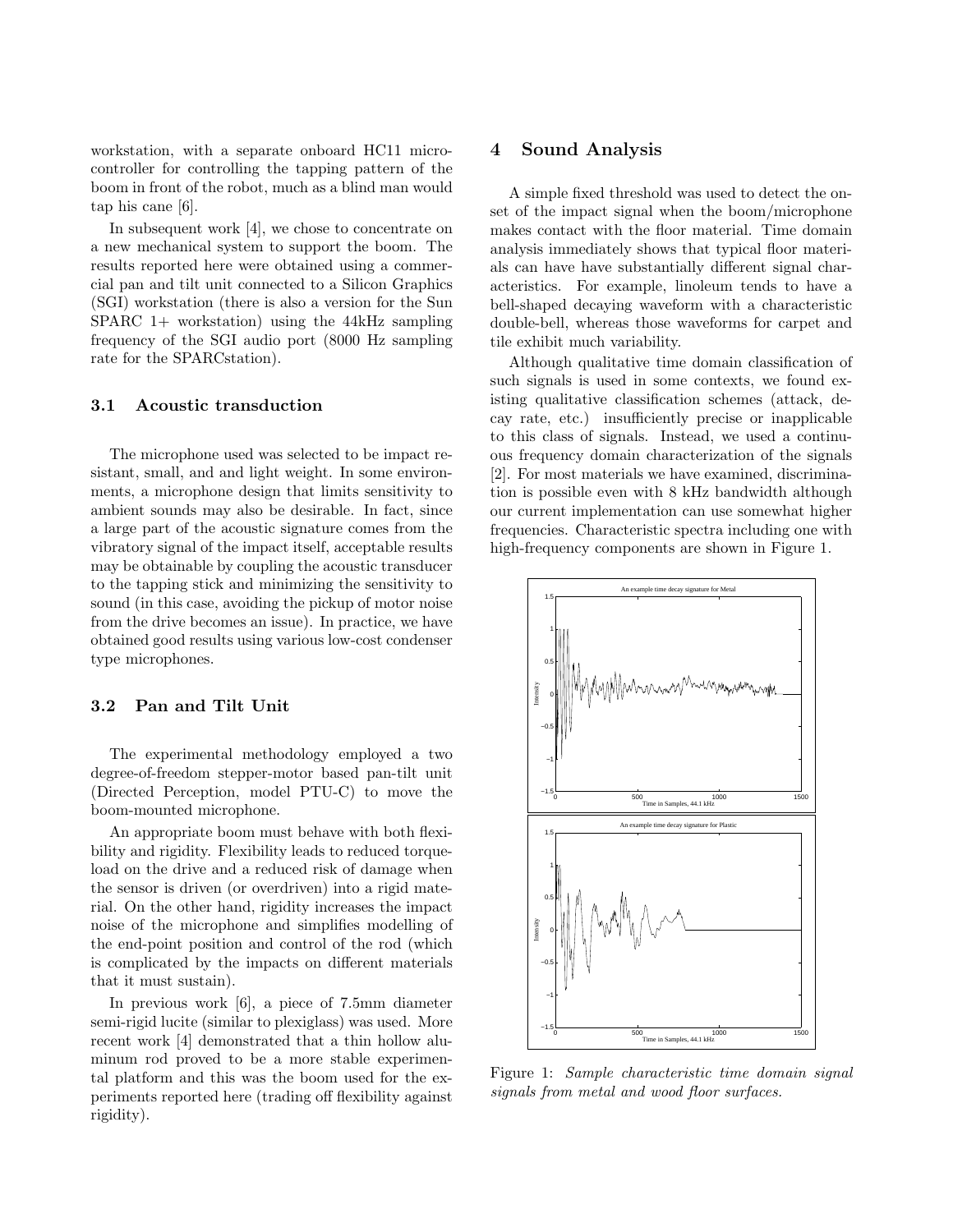workstation, with a separate onboard HC11 microcontroller for controlling the tapping pattern of the boom in front of the robot, much as a blind man would tap his cane [6].

In subsequent work [4], we chose to concentrate on a new mechanical system to support the boom. The results reported here were obtained using a commercial pan and tilt unit connected to a Silicon Graphics (SGI) workstation (there is also a version for the Sun SPARC 1+ workstation) using the 44kHz sampling frequency of the SGI audio port (8000 Hz sampling rate for the SPARCstation).

### 3.1 Acoustic transduction

The microphone used was selected to be impact resistant, small, and and light weight. In some environments, a microphone design that limits sensitivity to ambient sounds may also be desirable. In fact, since a large part of the acoustic signature comes from the vibratory signal of the impact itself, acceptable results may be obtainable by coupling the acoustic transducer to the tapping stick and minimizing the sensitivity to sound (in this case, avoiding the pickup of motor noise from the drive becomes an issue). In practice, we have obtained good results using various low-cost condenser type microphones.

### 3.2 Pan and Tilt Unit

The experimental methodology employed a two degree-of-freedom stepper-motor based pan-tilt unit (Directed Perception, model PTU-C) to move the boom-mounted microphone.

An appropriate boom must behave with both flexibility and rigidity. Flexibility leads to reduced torque-load on the drive and a reduced risk of damage when the sensor is driven (or overdriven) into a rigid material. On the other hand, rigidity increases the impact noise of the microphone and simplifies modelling of the end-point position and control of the rod (which is complicated by the impacts on different materials that it must sustain).

In previous work [6], a piece of 7.5mm diameter semi-rigid lucite (similar to plexiglass) was used. More recent work [4] demonstrated that a thin hollow aluminum rod proved to be a more stable experimental platform and this was the boom used for the experiments reported here (trading off flexibility against rigidity).

## 4 Sound Analysis

A simple fixed threshold was used to detect the onset of the impact signal when the boom/microphone makes contact with the floor material. Time domain analysis immediately shows that typical floor materials can have have substantially different signal characteristics. For example, linoleum tends to have a bell-shaped decaying waveform with a characteristic double-bell, whereas those waveforms for carpet and tile exhibit much variability.

Although qualitative time domain classification of such signals is used in some contexts, we found existing qualitative classification schemes (attack, decay rate, etc.) insufficiently precise or inapplicable to this class of signals. Instead, we used a continuous frequency domain characterization of the signals [2]. For most materials we have examined, discrimination is possible even with 8 kHz bandwidth although our current implementation can use somewhat higher frequencies. Characteristic spectra including one with high-frequency components are shown in Figure 1.

Figure 1: *Sample characteristic time domain signal signals from metal and wood floor surfaces.*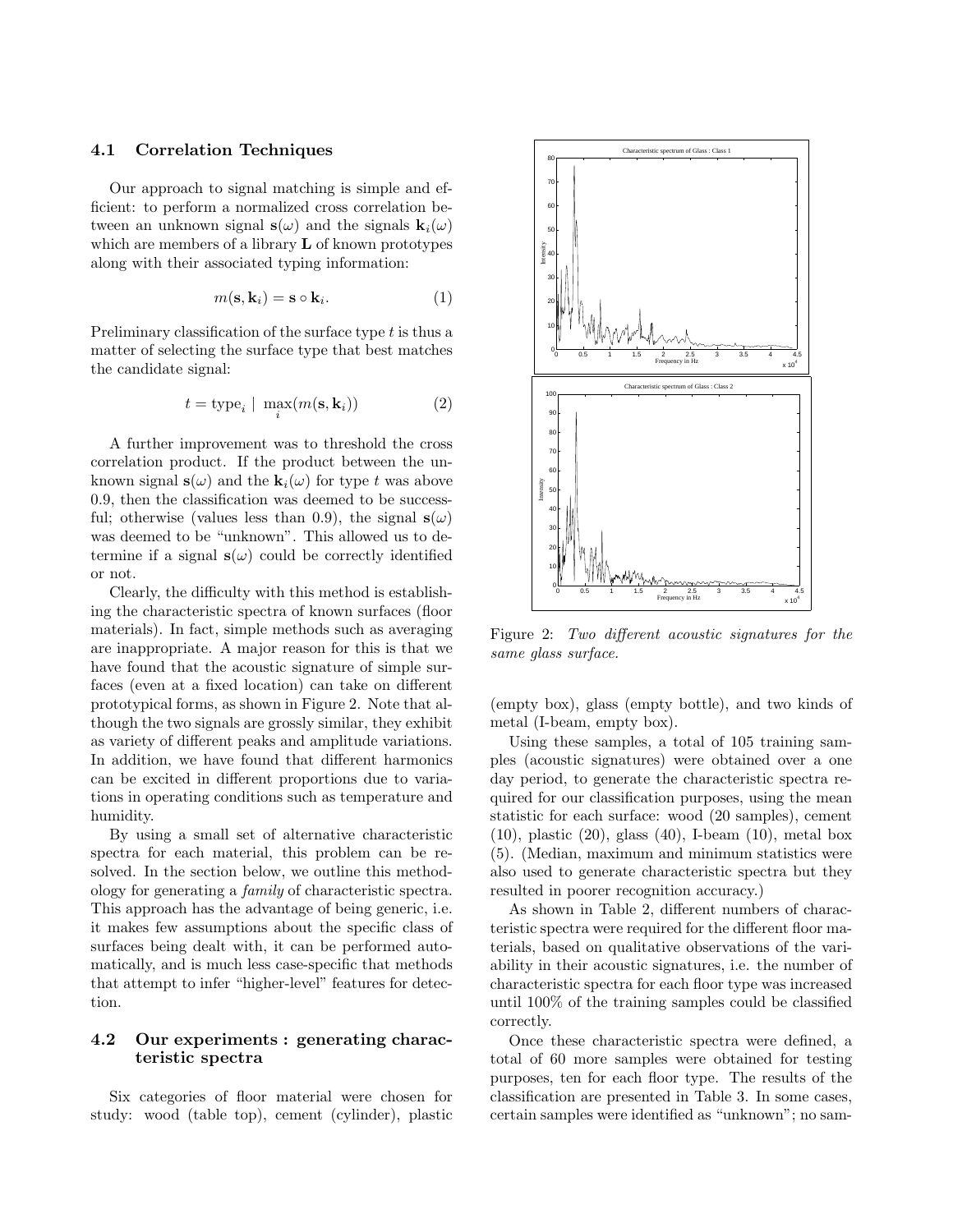### 4.1 Correlation Techniques

Our approach to signal matching is simple and efficient: to perform a normalized cross correlation between an unknown signal $\mathbf{s}(\omega)$ and the signals $\mathbf{k}_i(\omega)$ which are members of a library $\mathbf{L}$ of known prototypes along with their associated typing information:

$$m(\mathbf{s}, \mathbf{k}_i) = \mathbf{s} \circ \mathbf{k}_i. \tag{1}$$

Preliminary classification of the surface type $t$ is thus a matter of selecting the surface type that best matches the candidate signal:

$$t = \text{type}_i \mid \max_i(m(\mathbf{s}, \mathbf{k}_i)) \tag{2}$$

A further improvement was to threshold the cross correlation product. If the product between the unknown signal $\mathbf{s}(\omega)$ and the $\mathbf{k}_i(\omega)$ for type $t$ was above 0.9, then the classification was deemed to be successful; otherwise (values less than 0.9), the signal $\mathbf{s}(\omega)$ was deemed to be "unknown". This allowed us to determine if a signal $\mathbf{s}(\omega)$ could be correctly identified or not.

Clearly, the difficulty with this method is establishing the characteristic spectra of known surfaces (floor materials). In fact, simple methods such as averaging are inappropriate. A major reason for this is that we have found that the acoustic signature of simple surfaces (even at a fixed location) can take on different prototypical forms, as shown in Figure 2. Note that although the two signals are grossly similar, they exhibit as variety of different peaks and amplitude variations. In addition, we have found that different harmonics can be excited in different proportions due to variations in operating conditions such as temperature and humidity.

By using a small set of alternative characteristic spectra for each material, this problem can be resolved. In the section below, we outline this methodology for generating a *family* of characteristic spectra. This approach has the advantage of being generic, i.e. it makes few assumptions about the specific class of surfaces being dealt with, it can be performed automatically, and is much less case-specific that methods that attempt to infer "higher-level" features for detection.

Figure 2: *Two different acoustic signatures for the same glass surface.*

### 4.2 Our experiments : generating characteristic spectra

Six categories of floor material were chosen for study: wood (table top), cement (cylinder), plastic (empty box), glass (empty bottle), and two kinds of metal (I-beam, empty box).

Using these samples, a total of 105 training samples (acoustic signatures) were obtained over a one day period, to generate the characteristic spectra required for our classification purposes, using the mean statistic for each surface: wood (20 samples), cement (10), plastic (20), glass (40), I-beam (10), metal box (5). (Median, maximum and minimum statistics were also used to generate characteristic spectra but they resulted in poorer recognition accuracy.)

As shown in Table 2, different numbers of characteristic spectra were required for the different floor materials, based on qualitative observations of the variability in their acoustic signatures, i.e. the number of characteristic spectra for each floor type was increased until 100% of the training samples could be classified correctly.

Once these characteristic spectra were defined, a total of 60 more samples were obtained for testing purposes, ten for each floor type. The results of the classification are presented in Table 3. In some cases, certain samples were identified as "unknown"; no sam-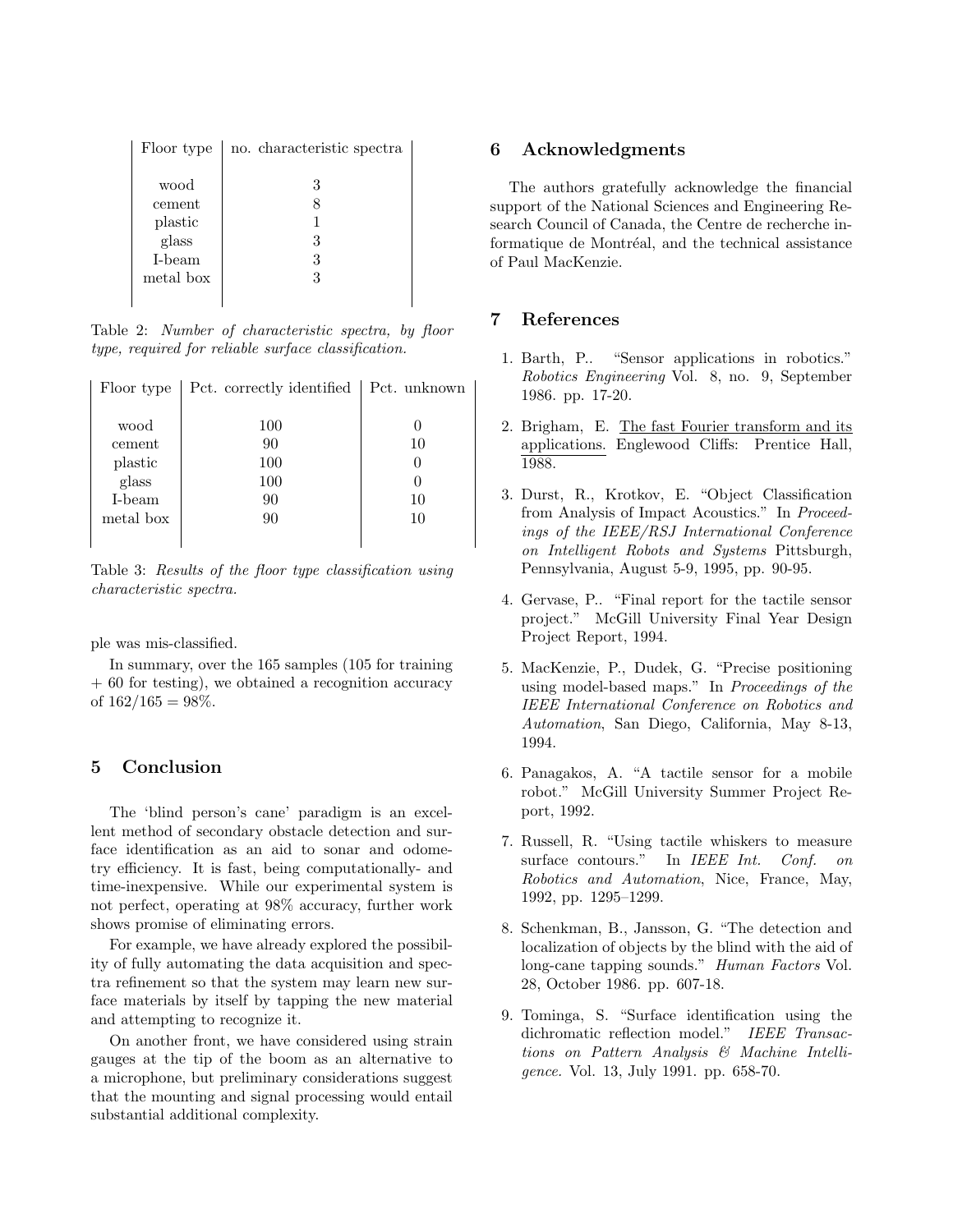| Floor type | no. characteristic spectra |
|---|---|
| wood | 3 |
| cement | 8 |
| plastic | 1 |
| glass | 3 |
| I-beam | 3 |
| metal box | 3 |

Table 2: *Number of characteristic spectra, by floor type, required for reliable surface classification.*

| Floor type | Pct. correctly identified | Pct. unknown |
|---|---|---|
| wood | 100 | 0 |
| cement | 90 | 10 |
| plastic | 100 | 0 |
| glass | 100 | 0 |
| I-beam | 90 | 10 |
| metal box | 90 | 10 |

Table 3: *Results of the floor type classification using characteristic spectra.*

ple was mis-classified.

In summary, over the 165 samples (105 for training + 60 for testing), we obtained a recognition accuracy of $162/165 = 98\%$.

## 5 Conclusion

The 'blind person's cane' paradigm is an excellent method of secondary obstacle detection and surface identification as an aid to sonar and odometry efficiency. It is fast, being computationally- and time-inexpensive. While our experimental system is not perfect, operating at 98% accuracy, further work shows promise of eliminating errors.

For example, we have already explored the possibility of fully automating the data acquisition and spectra refinement so that the system may learn new surface materials by itself by tapping the new material and attempting to recognize it.

On another front, we have considered using strain gauges at the tip of the boom as an alternative to a microphone, but preliminary considerations suggest that the mounting and signal processing would entail substantial additional complexity.

## 6 Acknowledgments

The authors gratefully acknowledge the financial support of the National Sciences and Engineering Research Council of Canada, the Centre de recherche informatique de Montréal, and the technical assistance of Paul MacKenzie.

## 7 References

1. Barth, P.. "Sensor applications in robotics." *Robotics Engineering* Vol. 8, no. 9, September 1986. pp. 17-20.
2. Brigham, E. The fast Fourier transform and its applications. Englewood Cliffs: Prentice Hall, 1988.
3. Durst, R., Krotkov, E. "Object Classification from Analysis of Impact Acoustics." In *Proceedings of the IEEE/RSJ International Conference on Intelligent Robots and Systems* Pittsburgh, Pennsylvania, August 5-9, 1995, pp. 90-95.
4. Gervase, P.. "Final report for the tactile sensor project." McGill University Final Year Design Project Report, 1994.
5. MacKenzie, P., Dudek, G. "Precise positioning using model-based maps." In *Proceedings of the IEEE International Conference on Robotics and Automation*, San Diego, California, May 8-13, 1994.
6. Panagakos, A. "A tactile sensor for a mobile robot." McGill University Summer Project Report, 1992.
7. Russell, R. "Using tactile whiskers to measure surface contours." In *IEEE Int. Conf. on Robotics and Automation*, Nice, France, May, 1992, pp. 1295–1299.
8. Schenkman, B., Jansson, G. "The detection and localization of objects by the blind with the aid of long-cane tapping sounds." *Human Factors* Vol. 28, October 1986. pp. 607-18.
9. Tominga, S. "Surface identification using the dichromatic reflection model." *IEEE Transactions on Pattern Analysis & Machine Intelligence.* Vol. 13, July 1991. pp. 658-70.